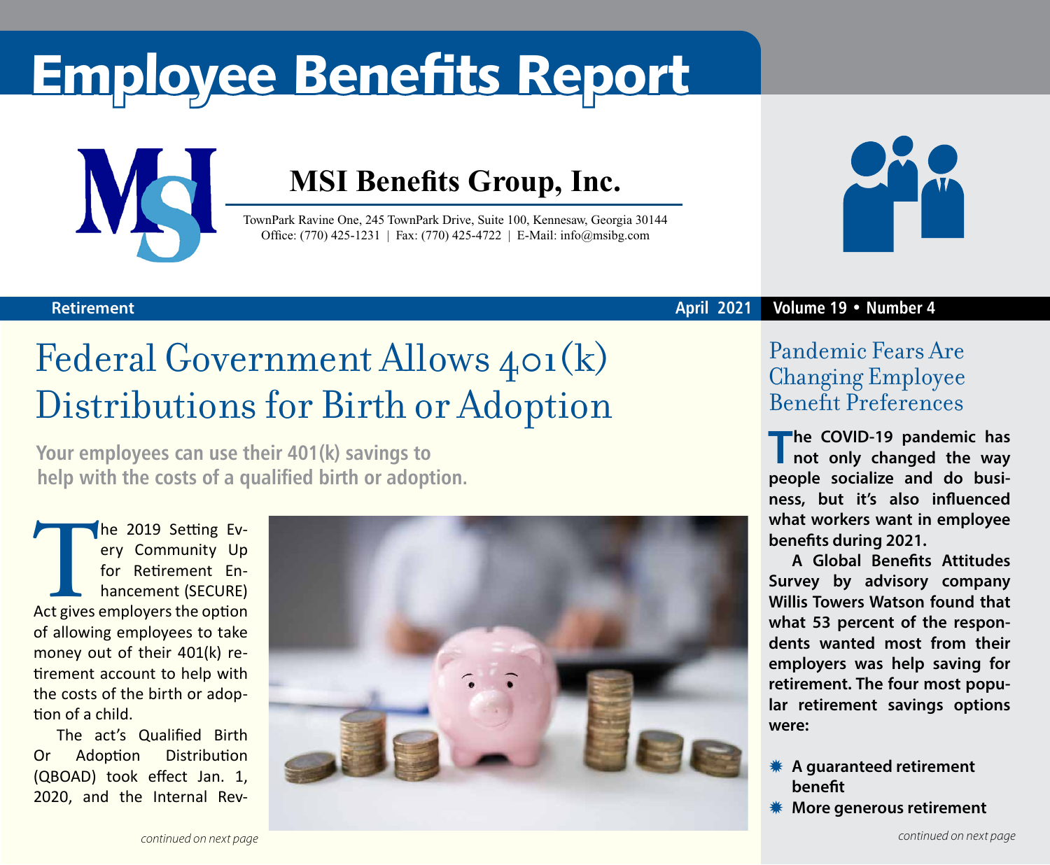# Employee Benefits Report

**MSI Benefits Group, Inc.**

TownPark Ravine One, 245 TownPark Drive, Suite 100, Kennesaw, Georgia 30144
Office: (770) 425-1231 | Fax: (770) 425-4722 | E-Mail: info@msibg.com

Retirement — April 2021 — Volume 19 • Number 4

## Federal Government Allows 401(k) Distributions for Birth or Adoption

**Your employees can use their 401(k) savings to help with the costs of a qualified birth or adoption.**

The 2019 Setting Every Community Up for Retirement Enhancement (SECURE) Act gives employers the option of allowing employees to take money out of their 401(k) retirement account to help with the costs of the birth or adoption of a child.

The act's Qualified Birth Or Adoption Distribution (QBOAD) took effect Jan. 1, 2020, and the Internal Rev-

*continued on next page*

## Pandemic Fears Are Changing Employee Benefit Preferences

**The COVID-19 pandemic has not only changed the way people socialize and do business, but it's also influenced what workers want in employee benefits during 2021.**

**A Global Benefits Attitudes Survey by advisory company Willis Towers Watson found that what 53 percent of the respondents wanted most from their employers was help saving for retirement. The four most popular retirement savings options were:**

- **A guaranteed retirement benefit**
- **More generous retirement**

*continued on next page*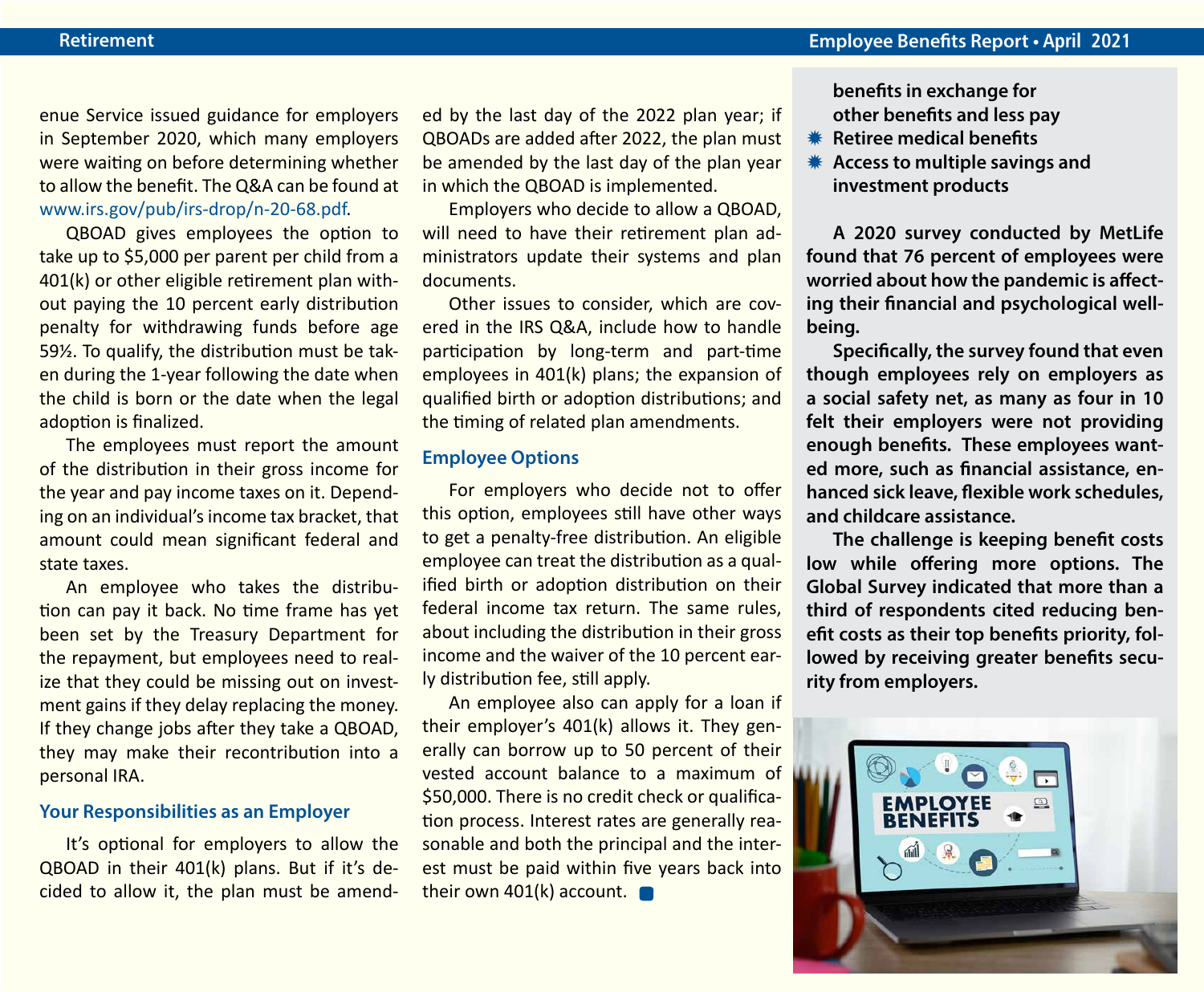enue Service issued guidance for employers in September 2020, which many employers were waiting on before determining whether to allow the benefit. The Q&A can be found at www.irs.gov/pub/irs-drop/n-20-68.pdf.

QBOAD gives employees the option to take up to $5,000 per parent per child from a 401(k) or other eligible retirement plan without paying the 10 percent early distribution penalty for withdrawing funds before age 59½. To qualify, the distribution must be taken during the 1-year following the date when the child is born or the date when the legal adoption is finalized.

The employees must report the amount of the distribution in their gross income for the year and pay income taxes on it. Depending on an individual's income tax bracket, that amount could mean significant federal and state taxes.

An employee who takes the distribution can pay it back. No time frame has yet been set by the Treasury Department for the repayment, but employees need to realize that they could be missing out on investment gains if they delay replacing the money. If they change jobs after they take a QBOAD, they may make their recontribution into a personal IRA.

### Your Responsibilities as an Employer

It's optional for employers to allow the QBOAD in their 401(k) plans. But if it's decided to allow it, the plan must be amended by the last day of the 2022 plan year; if QBOADs are added after 2022, the plan must be amended by the last day of the plan year in which the QBOAD is implemented.

Employers who decide to allow a QBOAD, will need to have their retirement plan administrators update their systems and plan documents.

Other issues to consider, which are covered in the IRS Q&A, include how to handle participation by long-term and part-time employees in 401(k) plans; the expansion of qualified birth or adoption distributions; and the timing of related plan amendments.

### Employee Options

For employers who decide not to offer this option, employees still have other ways to get a penalty-free distribution. An eligible employee can treat the distribution as a qualified birth or adoption distribution on their federal income tax return. The same rules, about including the distribution in their gross income and the waiver of the 10 percent early distribution fee, still apply.

An employee also can apply for a loan if their employer's 401(k) allows it. They generally can borrow up to 50 percent of their vested account balance to a maximum of $50,000. There is no credit check or qualification process. Interest rates are generally reasonable and both the principal and the interest must be paid within five years back into their own 401(k) account.

**benefits in exchange for other benefits and less pay**

- **Retiree medical benefits**
- **Access to multiple savings and investment products**

**A 2020 survey conducted by MetLife found that 76 percent of employees were worried about how the pandemic is affecting their financial and psychological well-being.**

**Specifically, the survey found that even though employees rely on employers as a social safety net, as many as four in 10 felt their employers were not providing enough benefits. These employees wanted more, such as financial assistance, enhanced sick leave, flexible work schedules, and childcare assistance.**

**The challenge is keeping benefit costs low while offering more options. The Global Survey indicated that more than a third of respondents cited reducing benefit costs as their top benefits priority, followed by receiving greater benefits security from employers.**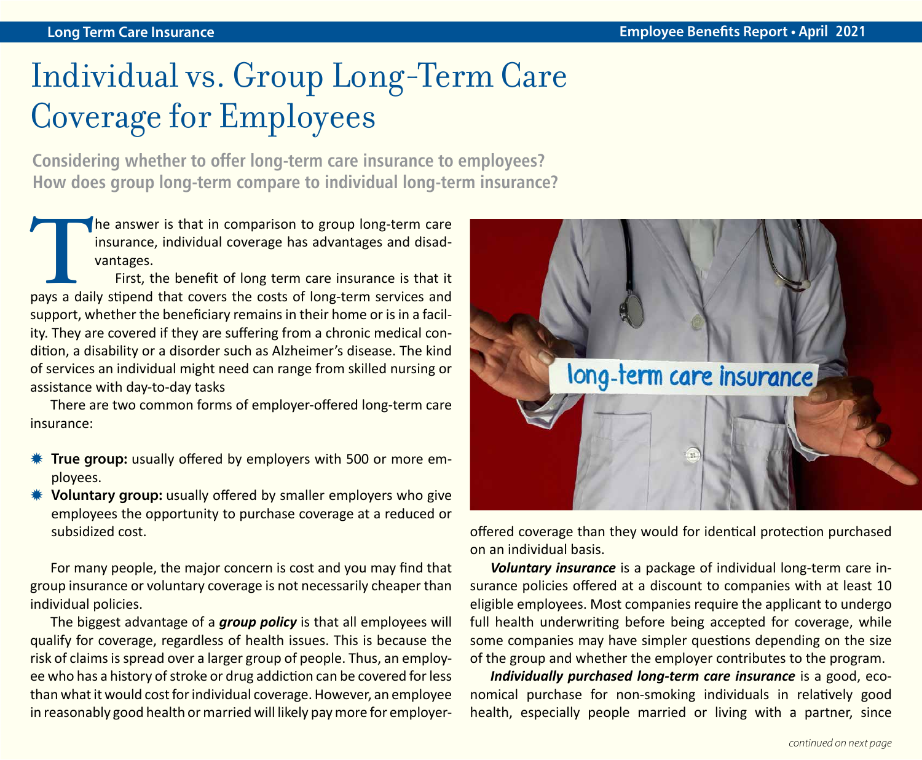# Individual vs. Group Long-Term Care Coverage for Employees

**Considering whether to offer long-term care insurance to employees? How does group long-term compare to individual long-term insurance?**

The answer is that in comparison to group long-term care insurance, individual coverage has advantages and disadvantages.

First, the benefit of long term care insurance is that it pays a daily stipend that covers the costs of long-term services and support, whether the beneficiary remains in their home or is in a facility. They are covered if they are suffering from a chronic medical condition, a disability or a disorder such as Alzheimer's disease. The kind of services an individual might need can range from skilled nursing or assistance with day-to-day tasks

There are two common forms of employer-offered long-term care insurance:

- **True group:** usually offered by employers with 500 or more employees.
- **Voluntary group:** usually offered by smaller employers who give employees the opportunity to purchase coverage at a reduced or subsidized cost.

For many people, the major concern is cost and you may find that group insurance or voluntary coverage is not necessarily cheaper than individual policies.

The biggest advantage of a ***group policy*** is that all employees will qualify for coverage, regardless of health issues. This is because the risk of claims is spread over a larger group of people. Thus, an employee who has a history of stroke or drug addiction can be covered for less than what it would cost for individual coverage. However, an employee in reasonably good health or married will likely pay more for employer-offered coverage than they would for identical protection purchased on an individual basis.

***Voluntary insurance*** is a package of individual long-term care insurance policies offered at a discount to companies with at least 10 eligible employees. Most companies require the applicant to undergo full health underwriting before being accepted for coverage, while some companies may have simpler questions depending on the size of the group and whether the employer contributes to the program.

***Individually purchased long-term care insurance*** is a good, economical purchase for non-smoking individuals in relatively good health, especially people married or living with a partner, since

*continued on next page*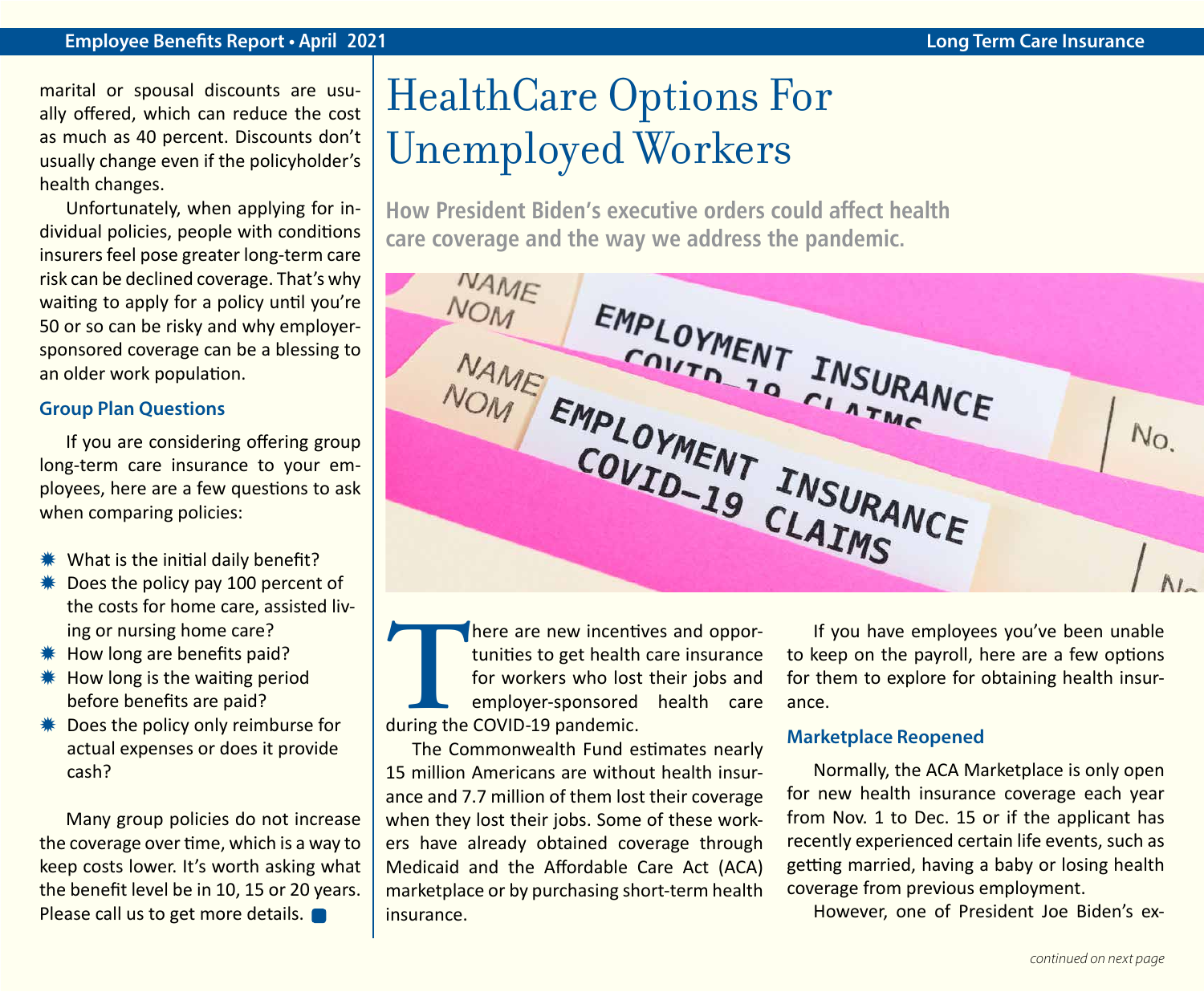marital or spousal discounts are usually offered, which can reduce the cost as much as 40 percent. Discounts don't usually change even if the policyholder's health changes.

Unfortunately, when applying for individual policies, people with conditions insurers feel pose greater long-term care risk can be declined coverage. That's why waiting to apply for a policy until you're 50 or so can be risky and why employer-sponsored coverage can be a blessing to an older work population.

### Group Plan Questions

If you are considering offering group long-term care insurance to your employees, here are a few questions to ask when comparing policies:

- What is the initial daily benefit?
- Does the policy pay 100 percent of the costs for home care, assisted living or nursing home care?
- How long are benefits paid?
- How long is the waiting period before benefits are paid?
- Does the policy only reimburse for actual expenses or does it provide cash?

Many group policies do not increase the coverage over time, which is a way to keep costs lower. It's worth asking what the benefit level be in 10, 15 or 20 years. Please call us to get more details.

# HealthCare Options For Unemployed Workers

**How President Biden's executive orders could affect health care coverage and the way we address the pandemic.**

There are new incentives and opportunities to get health care insurance for workers who lost their jobs and employer-sponsored health care during the COVID-19 pandemic.

The Commonwealth Fund estimates nearly 15 million Americans are without health insurance and 7.7 million of them lost their coverage when they lost their jobs. Some of these workers have already obtained coverage through Medicaid and the Affordable Care Act (ACA) marketplace or by purchasing short-term health insurance.

If you have employees you've been unable to keep on the payroll, here are a few options for them to explore for obtaining health insurance.

### Marketplace Reopened

Normally, the ACA Marketplace is only open for new health insurance coverage each year from Nov. 1 to Dec. 15 or if the applicant has recently experienced certain life events, such as getting married, having a baby or losing health coverage from previous employment.

However, one of President Joe Biden's ex-

*continued on next page*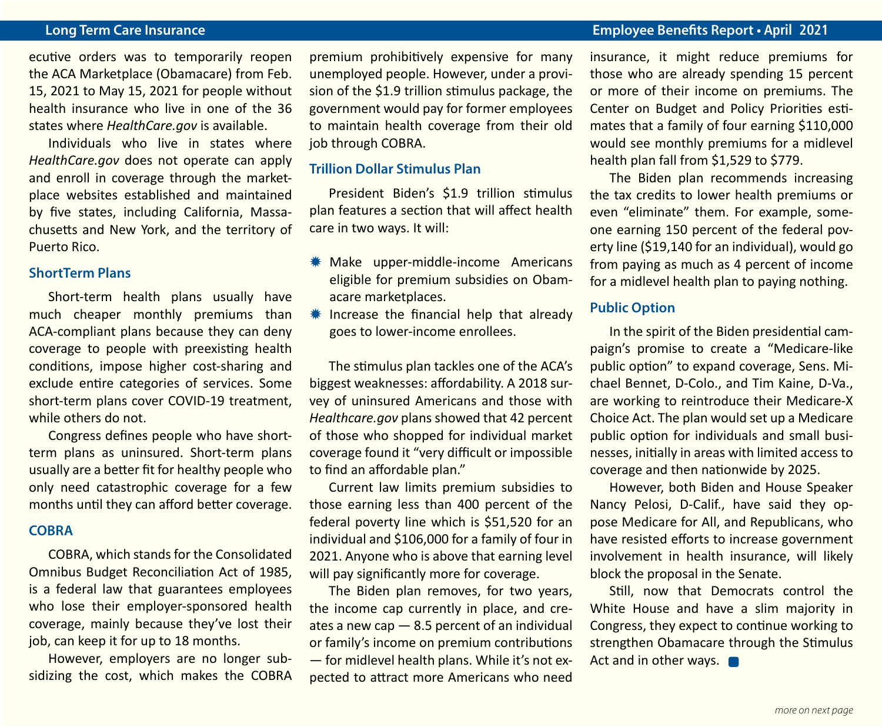ecutive orders was to temporarily reopen the ACA Marketplace (Obamacare) from Feb. 15, 2021 to May 15, 2021 for people without health insurance who live in one of the 36 states where *HealthCare.gov* is available.

Individuals who live in states where *HealthCare.gov* does not operate can apply and enroll in coverage through the marketplace websites established and maintained by five states, including California, Massachusetts and New York, and the territory of Puerto Rico.

## ShortTerm Plans

Short-term health plans usually have much cheaper monthly premiums than ACA-compliant plans because they can deny coverage to people with preexisting health conditions, impose higher cost-sharing and exclude entire categories of services. Some short-term plans cover COVID-19 treatment, while others do not.

Congress defines people who have short-term plans as uninsured. Short-term plans usually are a better fit for healthy people who only need catastrophic coverage for a few months until they can afford better coverage.

## COBRA

COBRA, which stands for the Consolidated Omnibus Budget Reconciliation Act of 1985, is a federal law that guarantees employees who lose their employer-sponsored health coverage, mainly because they've lost their job, can keep it for up to 18 months.

However, employers are no longer subsidizing the cost, which makes the COBRA premium prohibitively expensive for many unemployed people. However, under a provision of the $1.9 trillion stimulus package, the government would pay for former employees to maintain health coverage from their old job through COBRA.

## Trillion Dollar Stimulus Plan

President Biden's $1.9 trillion stimulus plan features a section that will affect health care in two ways. It will:

- Make upper-middle-income Americans eligible for premium subsidies on Obamacare marketplaces.
- Increase the financial help that already goes to lower-income enrollees.

The stimulus plan tackles one of the ACA's biggest weaknesses: affordability. A 2018 survey of uninsured Americans and those with *Healthcare.gov* plans showed that 42 percent of those who shopped for individual market coverage found it "very difficult or impossible to find an affordable plan."

Current law limits premium subsidies to those earning less than 400 percent of the federal poverty line which is $51,520 for an individual and $106,000 for a family of four in 2021. Anyone who is above that earning level will pay significantly more for coverage.

The Biden plan removes, for two years, the income cap currently in place, and creates a new cap — 8.5 percent of an individual or family's income on premium contributions — for midlevel health plans. While it's not expected to attract more Americans who need insurance, it might reduce premiums for those who are already spending 15 percent or more of their income on premiums. The Center on Budget and Policy Priorities estimates that a family of four earning $110,000 would see monthly premiums for a midlevel health plan fall from $1,529 to $779.

The Biden plan recommends increasing the tax credits to lower health premiums or even "eliminate" them. For example, someone earning 150 percent of the federal poverty line ($19,140 for an individual), would go from paying as much as 4 percent of income for a midlevel health plan to paying nothing.

## Public Option

In the spirit of the Biden presidential campaign's promise to create a "Medicare-like public option" to expand coverage, Sens. Michael Bennet, D-Colo., and Tim Kaine, D-Va., are working to reintroduce their Medicare-X Choice Act. The plan would set up a Medicare public option for individuals and small businesses, initially in areas with limited access to coverage and then nationwide by 2025.

However, both Biden and House Speaker Nancy Pelosi, D-Calif., have said they oppose Medicare for All, and Republicans, who have resisted efforts to increase government involvement in health insurance, will likely block the proposal in the Senate.

Still, now that Democrats control the White House and have a slim majority in Congress, they expect to continue working to strengthen Obamacare through the Stimulus Act and in other ways.

*more on next page*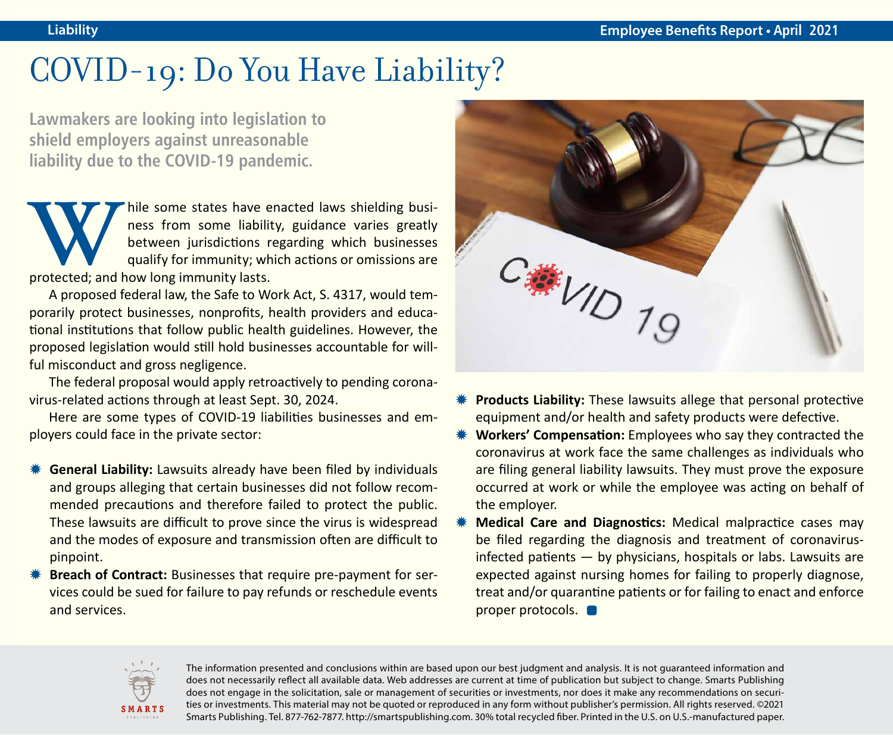# COVID-19: Do You Have Liability?

**Lawmakers are looking into legislation to shield employers against unreasonable liability due to the COVID-19 pandemic.**

While some states have enacted laws shielding business from some liability, guidance varies greatly between jurisdictions regarding which businesses qualify for immunity; which actions or omissions are protected; and how long immunity lasts.

A proposed federal law, the Safe to Work Act, S. 4317, would temporarily protect businesses, nonprofits, health providers and educational institutions that follow public health guidelines. However, the proposed legislation would still hold businesses accountable for willful misconduct and gross negligence.

The federal proposal would apply retroactively to pending coronavirus-related actions through at least Sept. 30, 2024.

Here are some types of COVID-19 liabilities businesses and employers could face in the private sector:

- **General Liability:** Lawsuits already have been filed by individuals and groups alleging that certain businesses did not follow recommended precautions and therefore failed to protect the public. These lawsuits are difficult to prove since the virus is widespread and the modes of exposure and transmission often are difficult to pinpoint.
- **Breach of Contract:** Businesses that require pre-payment for services could be sued for failure to pay refunds or reschedule events and services.
- **Products Liability:** These lawsuits allege that personal protective equipment and/or health and safety products were defective.
- **Workers' Compensation:** Employees who say they contracted the coronavirus at work face the same challenges as individuals who are filing general liability lawsuits. They must prove the exposure occurred at work or while the employee was acting on behalf of the employer.
- **Medical Care and Diagnostics:** Medical malpractice cases may be filed regarding the diagnosis and treatment of coronavirus-infected patients — by physicians, hospitals or labs. Lawsuits are expected against nursing homes for failing to properly diagnose, treat and/or quarantine patients or for failing to enact and enforce proper protocols.

The information presented and conclusions within are based upon our best judgment and analysis. It is not guaranteed information and does not necessarily reflect all available data. Web addresses are current at time of publication but subject to change. Smarts Publishing does not engage in the solicitation, sale or management of securities or investments, nor does it make any recommendations on securities or investments. This material may not be quoted or reproduced in any form without publisher's permission. All rights reserved. ©2021 Smarts Publishing. Tel. 877-762-7877. http://smartspublishing.com. 30% total recycled fiber. Printed in the U.S. on U.S.-manufactured paper.